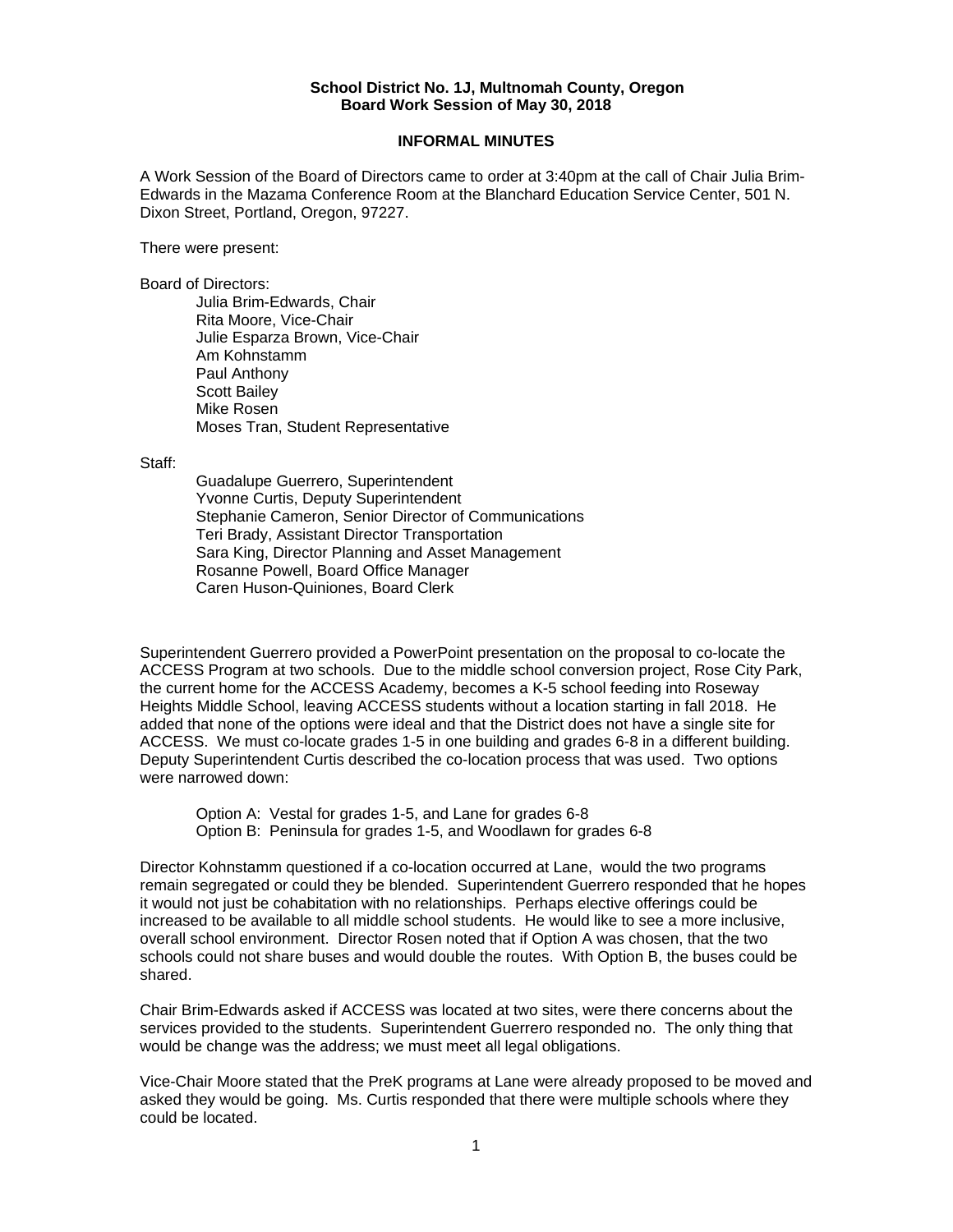**School District No. 1J, Multnomah County, Oregon**
**Board Work Session of May 30, 2018**

## INFORMAL MINUTES

A Work Session of the Board of Directors came to order at 3:40pm at the call of Chair Julia Brim-Edwards in the Mazama Conference Room at the Blanchard Education Service Center, 501 N. Dixon Street, Portland, Oregon, 97227.

There were present:

Board of Directors:

Julia Brim-Edwards, Chair
Rita Moore, Vice-Chair
Julie Esparza Brown, Vice-Chair
Am Kohnstamm
Paul Anthony
Scott Bailey
Mike Rosen
Moses Tran, Student Representative

Staff:

Guadalupe Guerrero, Superintendent
Yvonne Curtis, Deputy Superintendent
Stephanie Cameron, Senior Director of Communications
Teri Brady, Assistant Director Transportation
Sara King, Director Planning and Asset Management
Rosanne Powell, Board Office Manager
Caren Huson-Quiniones, Board Clerk

Superintendent Guerrero provided a PowerPoint presentation on the proposal to co-locate the ACCESS Program at two schools. Due to the middle school conversion project, Rose City Park, the current home for the ACCESS Academy, becomes a K-5 school feeding into Roseway Heights Middle School, leaving ACCESS students without a location starting in fall 2018. He added that none of the options were ideal and that the District does not have a single site for ACCESS. We must co-locate grades 1-5 in one building and grades 6-8 in a different building. Deputy Superintendent Curtis described the co-location process that was used. Two options were narrowed down:

Option A: Vestal for grades 1-5, and Lane for grades 6-8
Option B: Peninsula for grades 1-5, and Woodlawn for grades 6-8

Director Kohnstamm questioned if a co-location occurred at Lane, would the two programs remain segregated or could they be blended. Superintendent Guerrero responded that he hopes it would not just be cohabitation with no relationships. Perhaps elective offerings could be increased to be available to all middle school students. He would like to see a more inclusive, overall school environment. Director Rosen noted that if Option A was chosen, that the two schools could not share buses and would double the routes. With Option B, the buses could be shared.

Chair Brim-Edwards asked if ACCESS was located at two sites, were there concerns about the services provided to the students. Superintendent Guerrero responded no. The only thing that would be change was the address; we must meet all legal obligations.

Vice-Chair Moore stated that the PreK programs at Lane were already proposed to be moved and asked they would be going. Ms. Curtis responded that there were multiple schools where they could be located.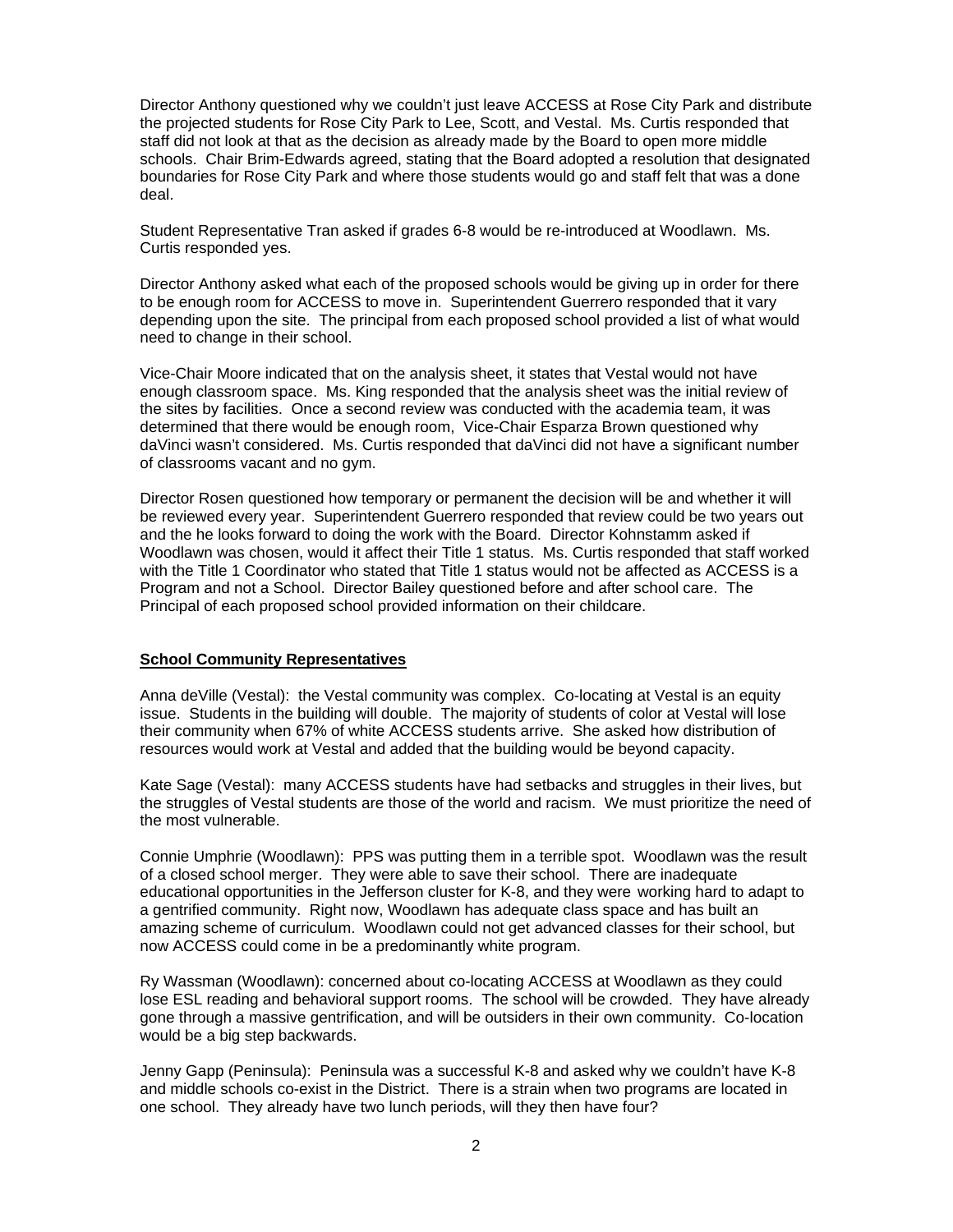Director Anthony questioned why we couldn't just leave ACCESS at Rose City Park and distribute the projected students for Rose City Park to Lee, Scott, and Vestal. Ms. Curtis responded that staff did not look at that as the decision as already made by the Board to open more middle schools. Chair Brim-Edwards agreed, stating that the Board adopted a resolution that designated boundaries for Rose City Park and where those students would go and staff felt that was a done deal.

Student Representative Tran asked if grades 6-8 would be re-introduced at Woodlawn. Ms. Curtis responded yes.

Director Anthony asked what each of the proposed schools would be giving up in order for there to be enough room for ACCESS to move in. Superintendent Guerrero responded that it vary depending upon the site. The principal from each proposed school provided a list of what would need to change in their school.

Vice-Chair Moore indicated that on the analysis sheet, it states that Vestal would not have enough classroom space. Ms. King responded that the analysis sheet was the initial review of the sites by facilities. Once a second review was conducted with the academia team, it was determined that there would be enough room, Vice-Chair Esparza Brown questioned why daVinci wasn't considered. Ms. Curtis responded that daVinci did not have a significant number of classrooms vacant and no gym.

Director Rosen questioned how temporary or permanent the decision will be and whether it will be reviewed every year. Superintendent Guerrero responded that review could be two years out and the he looks forward to doing the work with the Board. Director Kohnstamm asked if Woodlawn was chosen, would it affect their Title 1 status. Ms. Curtis responded that staff worked with the Title 1 Coordinator who stated that Title 1 status would not be affected as ACCESS is a Program and not a School. Director Bailey questioned before and after school care. The Principal of each proposed school provided information on their childcare.

**School Community Representatives**

Anna deVille (Vestal): the Vestal community was complex. Co-locating at Vestal is an equity issue. Students in the building will double. The majority of students of color at Vestal will lose their community when 67% of white ACCESS students arrive. She asked how distribution of resources would work at Vestal and added that the building would be beyond capacity.

Kate Sage (Vestal): many ACCESS students have had setbacks and struggles in their lives, but the struggles of Vestal students are those of the world and racism. We must prioritize the need of the most vulnerable.

Connie Umphrie (Woodlawn): PPS was putting them in a terrible spot. Woodlawn was the result of a closed school merger. They were able to save their school. There are inadequate educational opportunities in the Jefferson cluster for K-8, and they were working hard to adapt to a gentrified community. Right now, Woodlawn has adequate class space and has built an amazing scheme of curriculum. Woodlawn could not get advanced classes for their school, but now ACCESS could come in be a predominantly white program.

Ry Wassman (Woodlawn): concerned about co-locating ACCESS at Woodlawn as they could lose ESL reading and behavioral support rooms. The school will be crowded. They have already gone through a massive gentrification, and will be outsiders in their own community. Co-location would be a big step backwards.

Jenny Gapp (Peninsula): Peninsula was a successful K-8 and asked why we couldn't have K-8 and middle schools co-exist in the District. There is a strain when two programs are located in one school. They already have two lunch periods, will they then have four?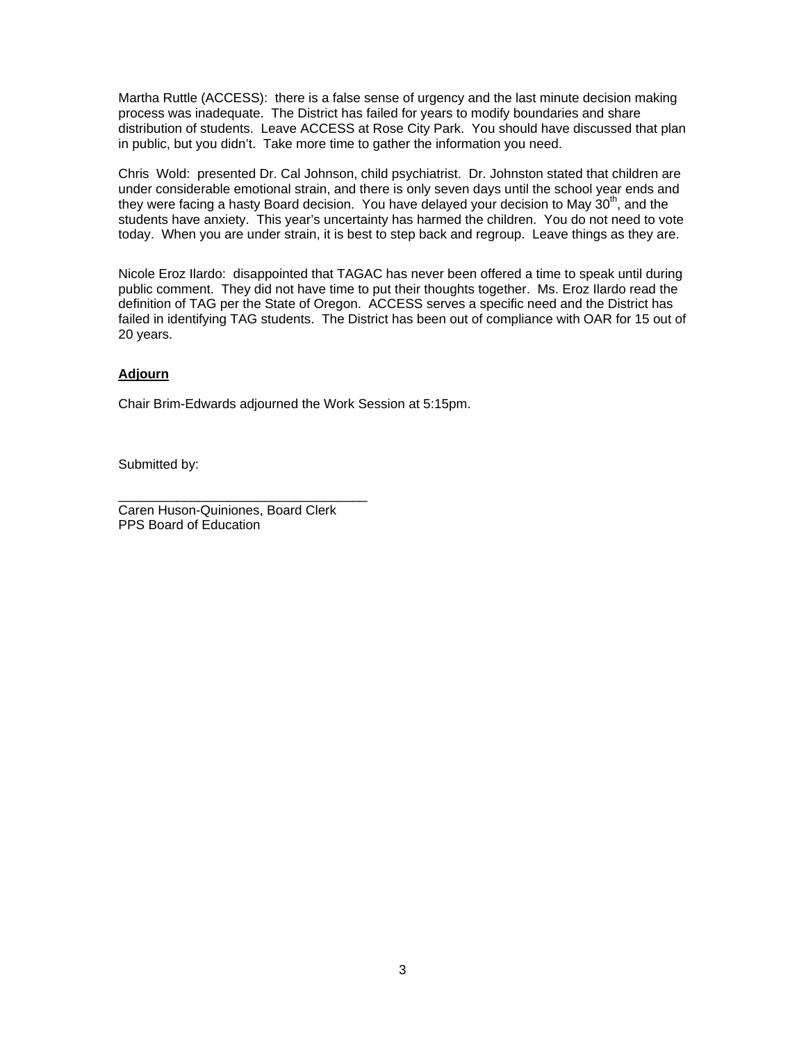Martha Ruttle (ACCESS): there is a false sense of urgency and the last minute decision making process was inadequate. The District has failed for years to modify boundaries and share distribution of students. Leave ACCESS at Rose City Park. You should have discussed that plan in public, but you didn't. Take more time to gather the information you need.

Chris Wold: presented Dr. Cal Johnson, child psychiatrist. Dr. Johnston stated that children are under considerable emotional strain, and there is only seven days until the school year ends and they were facing a hasty Board decision. You have delayed your decision to May 30th, and the students have anxiety. This year's uncertainty has harmed the children. You do not need to vote today. When you are under strain, it is best to step back and regroup. Leave things as they are.

Nicole Eroz Ilardo: disappointed that TAGAC has never been offered a time to speak until during public comment. They did not have time to put their thoughts together. Ms. Eroz Ilardo read the definition of TAG per the State of Oregon. ACCESS serves a specific need and the District has failed in identifying TAG students. The District has been out of compliance with OAR for 15 out of 20 years.

**Adjourn**

Chair Brim-Edwards adjourned the Work Session at 5:15pm.

Submitted by:

___________________________________
Caren Huson-Quiniones, Board Clerk
PPS Board of Education